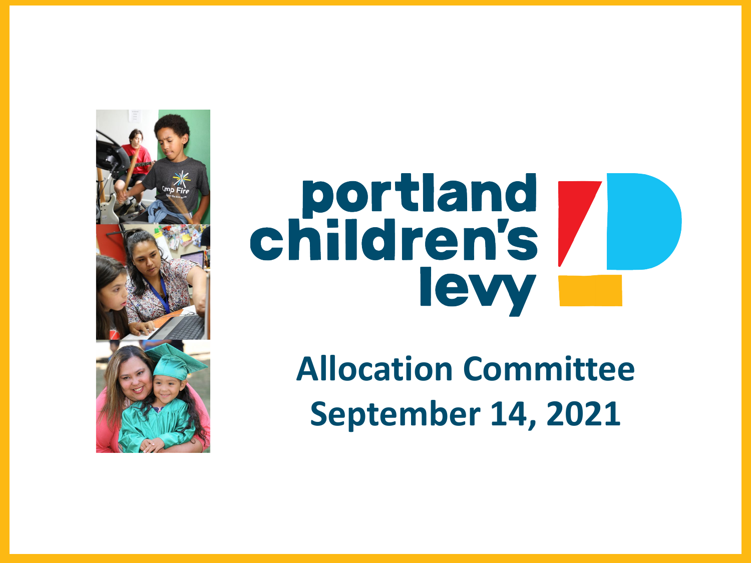# portland children's levy

## Allocation Committee
## September 14, 2021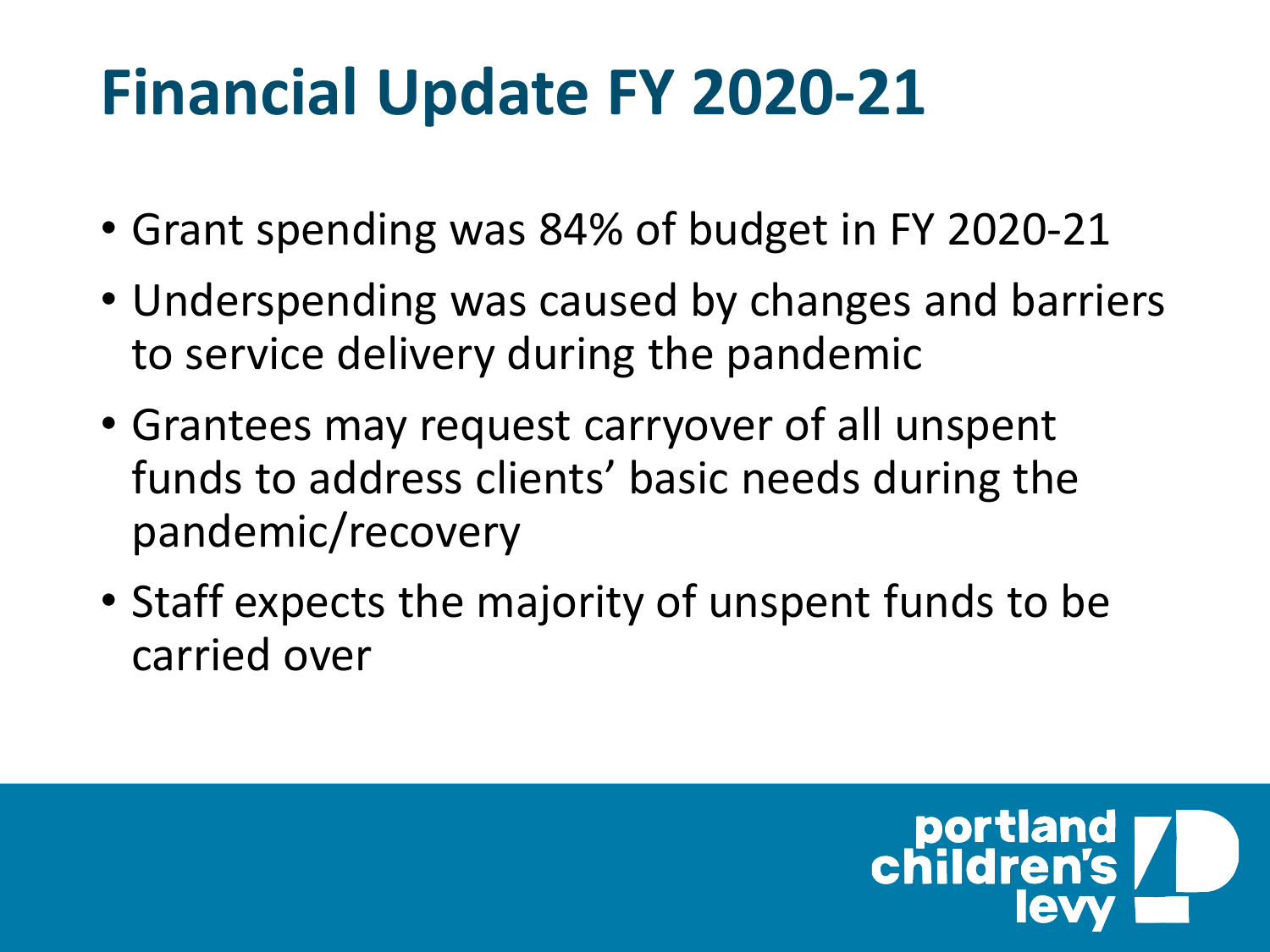# Financial Update FY 2020-21

- Grant spending was 84% of budget in FY 2020-21
- Underspending was caused by changes and barriers to service delivery during the pandemic
- Grantees may request carryover of all unspent funds to address clients' basic needs during the pandemic/recovery
- Staff expects the majority of unspent funds to be carried over

portland children's levy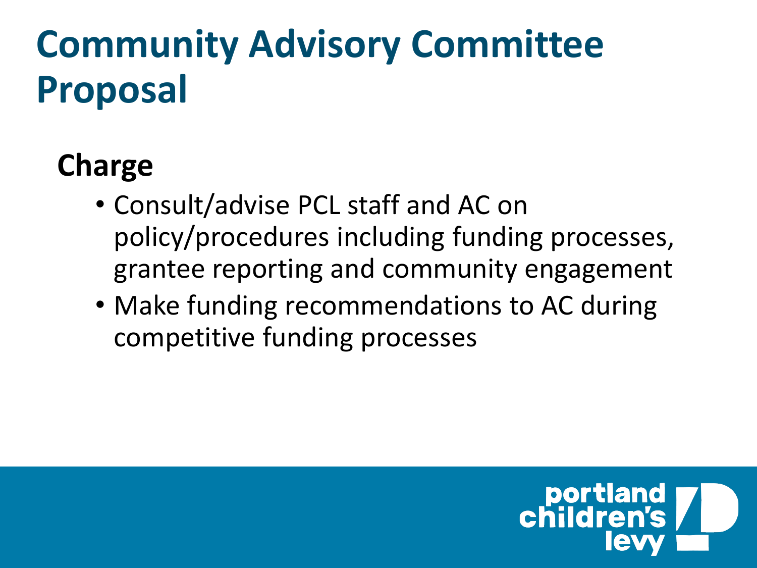# Community Advisory Committee Proposal

## Charge

- Consult/advise PCL staff and AC on policy/procedures including funding processes, grantee reporting and community engagement
- Make funding recommendations to AC during competitive funding processes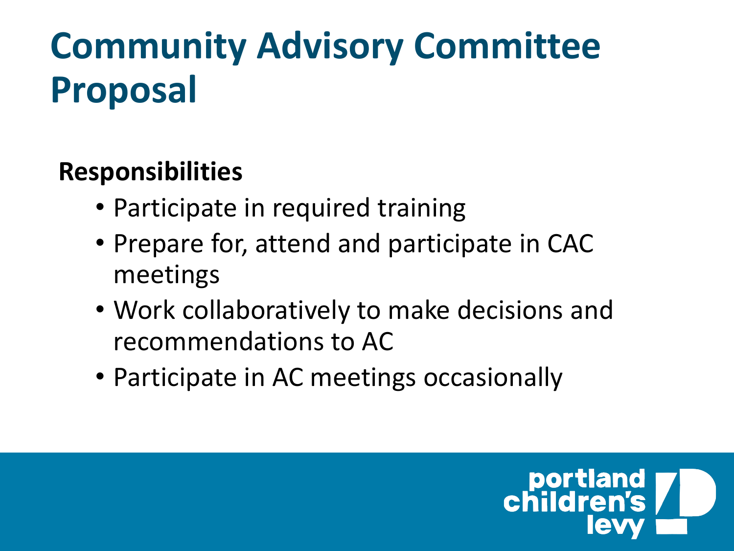# Community Advisory Committee Proposal

**Responsibilities**

- Participate in required training
- Prepare for, attend and participate in CAC meetings
- Work collaboratively to make decisions and recommendations to AC
- Participate in AC meetings occasionally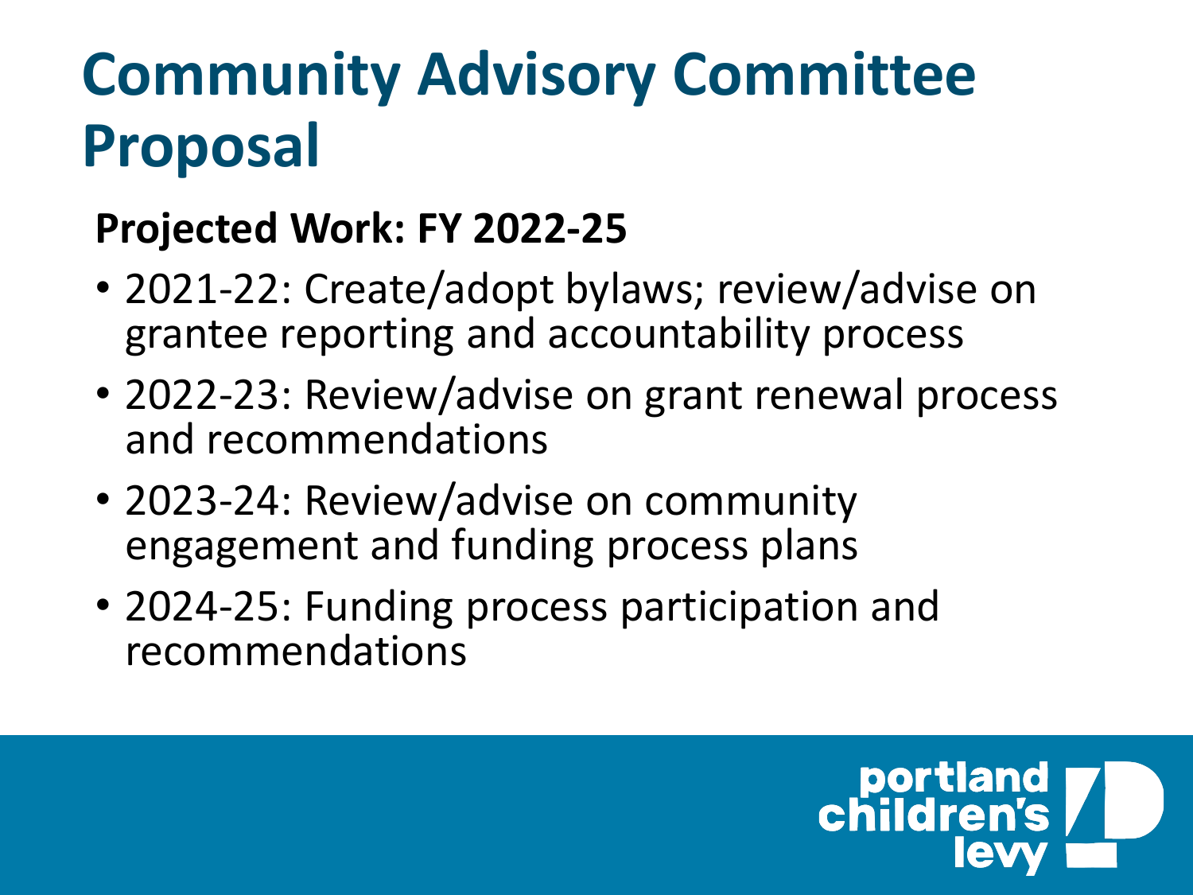# Community Advisory Committee Proposal

**Projected Work: FY 2022-25**

- 2021-22: Create/adopt bylaws; review/advise on grantee reporting and accountability process
- 2022-23: Review/advise on grant renewal process and recommendations
- 2023-24: Review/advise on community engagement and funding process plans
- 2024-25: Funding process participation and recommendations

portland children's levy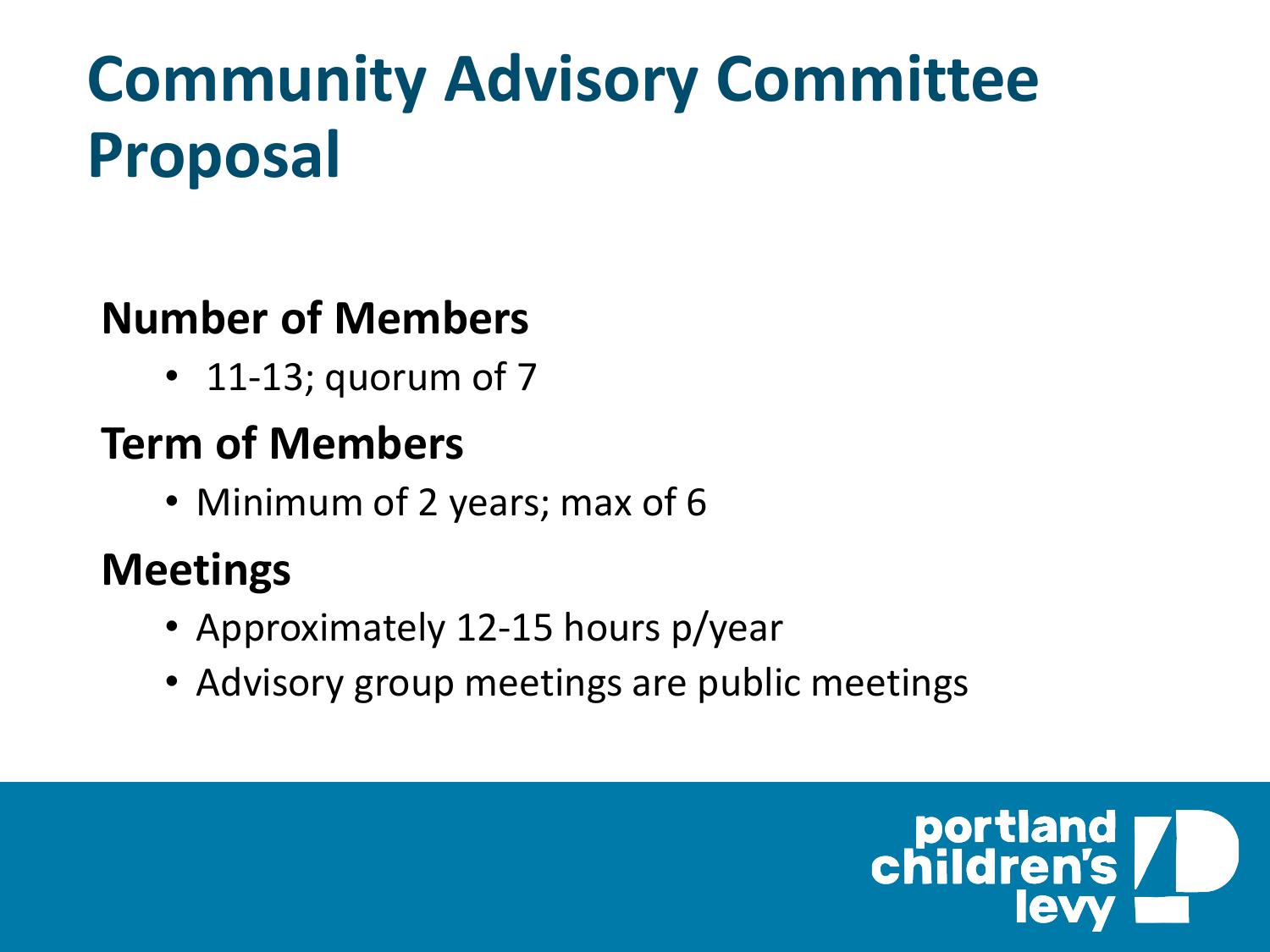# Community Advisory Committee Proposal

### Number of Members

- 11-13; quorum of 7

### Term of Members

- Minimum of 2 years; max of 6

### Meetings

- Approximately 12-15 hours p/year
- Advisory group meetings are public meetings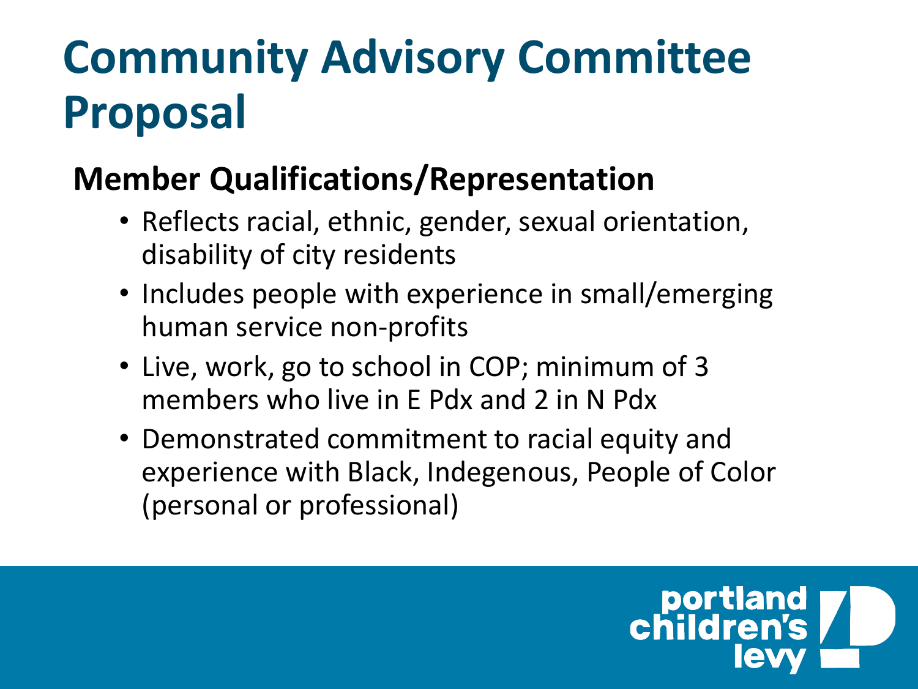# Community Advisory Committee Proposal

## Member Qualifications/Representation

- Reflects racial, ethnic, gender, sexual orientation, disability of city residents
- Includes people with experience in small/emerging human service non-profits
- Live, work, go to school in COP; minimum of 3 members who live in E Pdx and 2 in N Pdx
- Demonstrated commitment to racial equity and experience with Black, Indegenous, People of Color (personal or professional)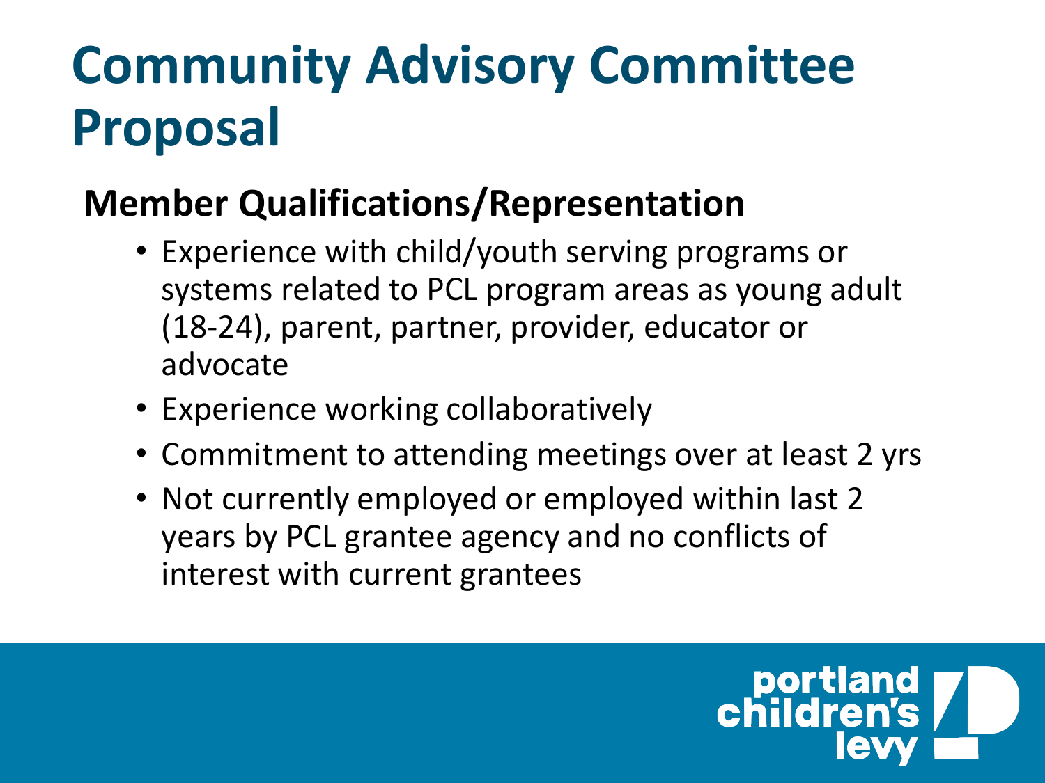# Community Advisory Committee Proposal

## Member Qualifications/Representation

- Experience with child/youth serving programs or systems related to PCL program areas as young adult (18-24), parent, partner, provider, educator or advocate
- Experience working collaboratively
- Commitment to attending meetings over at least 2 yrs
- Not currently employed or employed within last 2 years by PCL grantee agency and no conflicts of interest with current grantees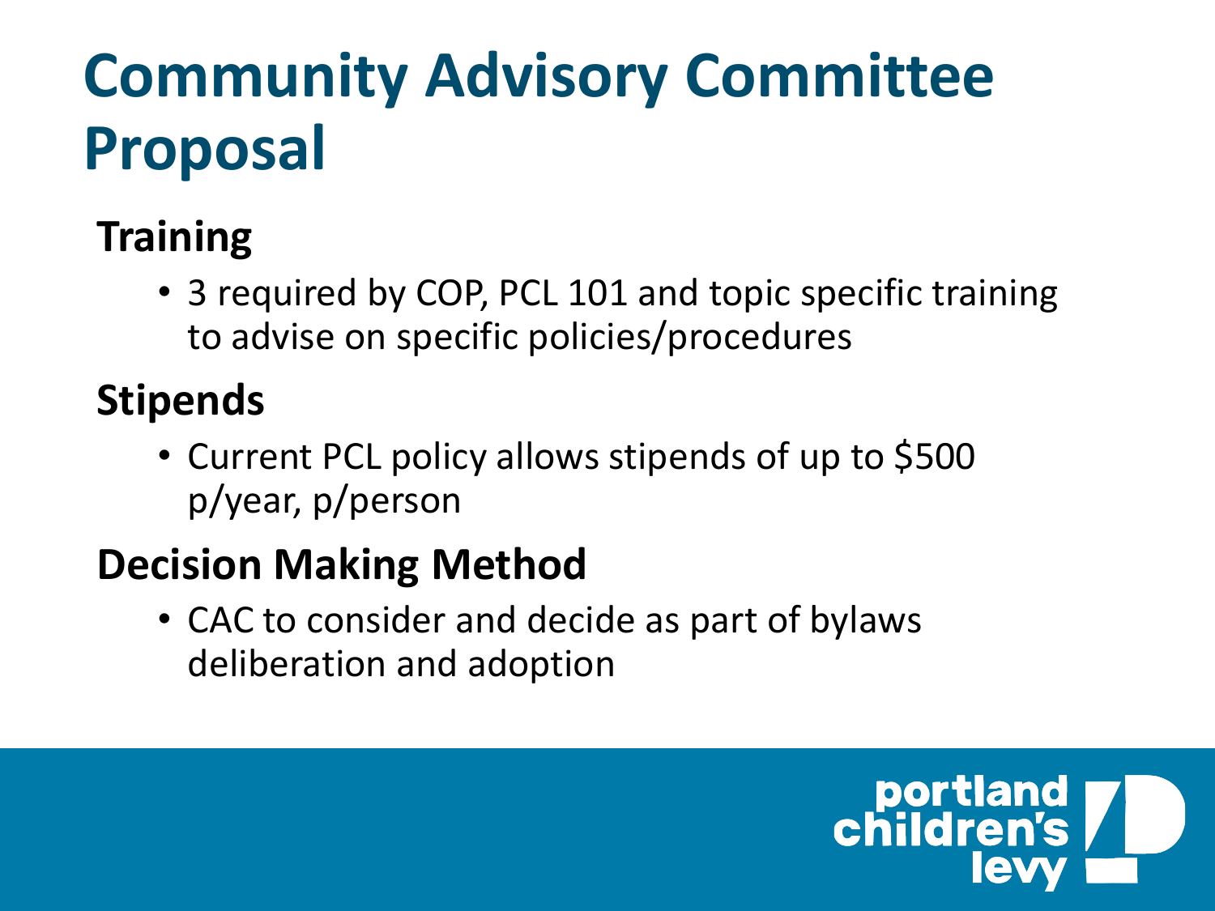# Community Advisory Committee Proposal

## Training

- 3 required by COP, PCL 101 and topic specific training to advise on specific policies/procedures

## Stipends

- Current PCL policy allows stipends of up to $500 p/year, p/person

## Decision Making Method

- CAC to consider and decide as part of bylaws deliberation and adoption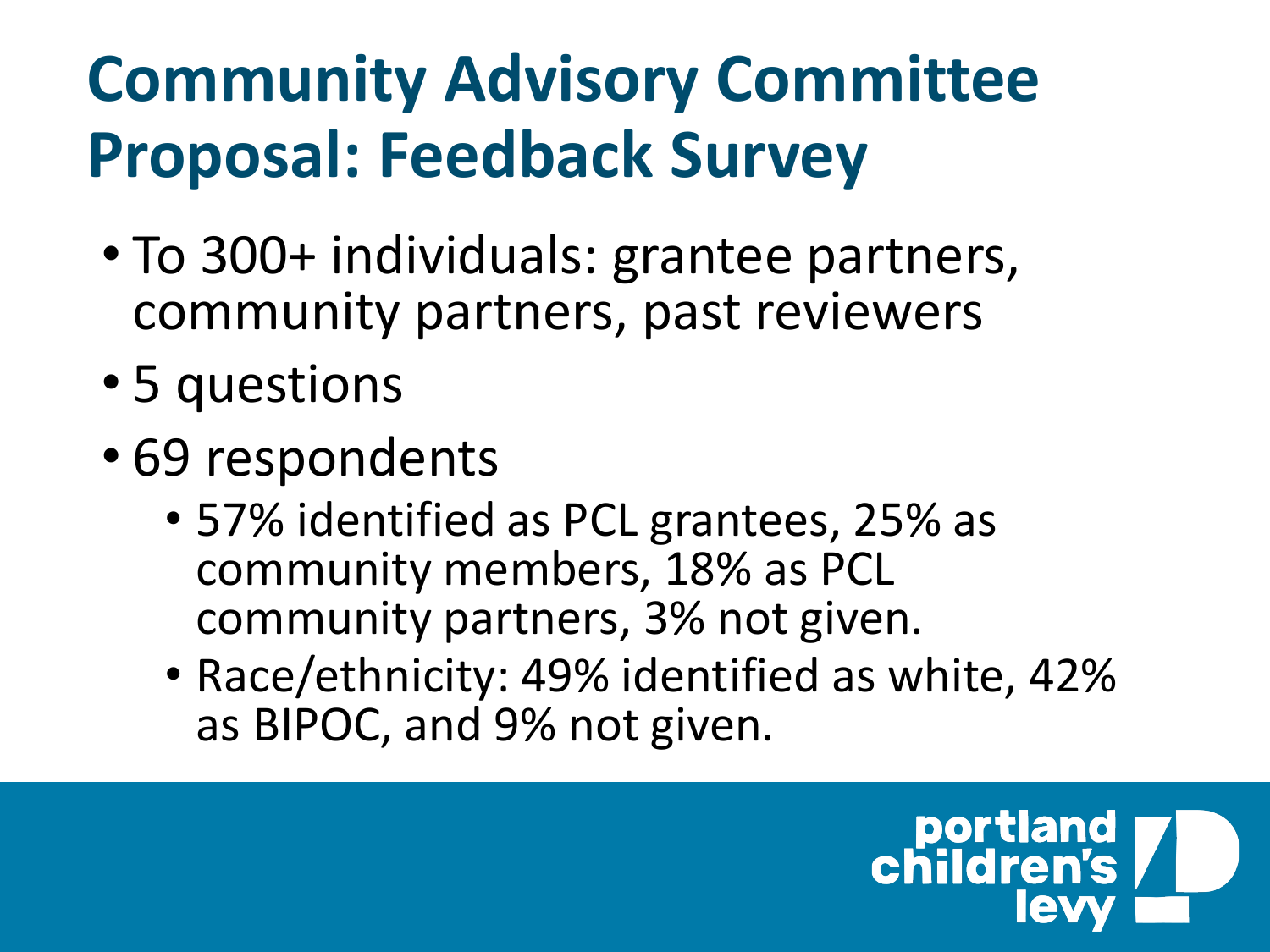# Community Advisory Committee Proposal: Feedback Survey

- To 300+ individuals: grantee partners, community partners, past reviewers
- 5 questions
- 69 respondents
  - 57% identified as PCL grantees, 25% as community members, 18% as PCL community partners, 3% not given.
  - Race/ethnicity: 49% identified as white, 42% as BIPOC, and 9% not given.

portland children's levy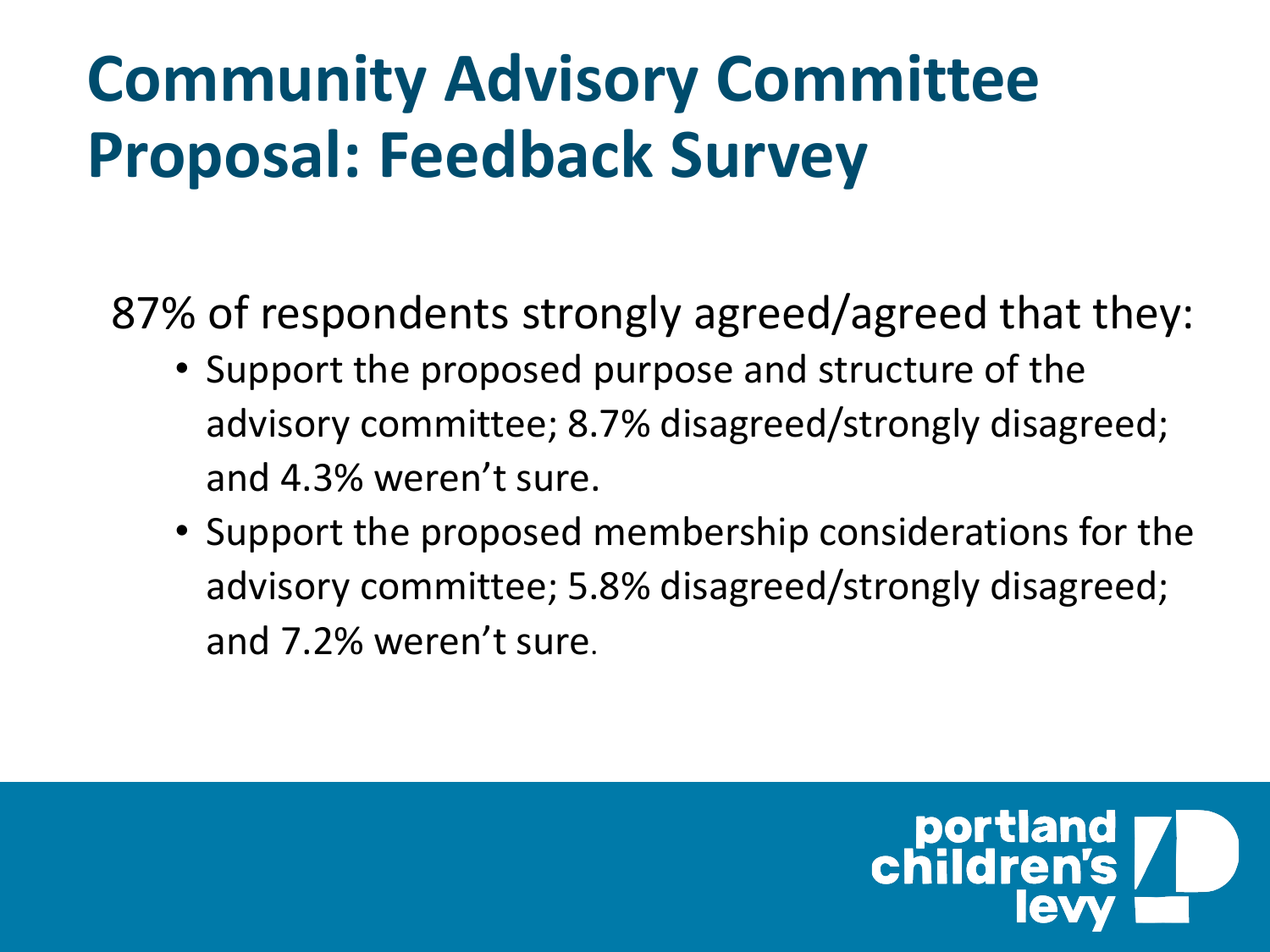# Community Advisory Committee Proposal: Feedback Survey

87% of respondents strongly agreed/agreed that they:

- Support the proposed purpose and structure of the advisory committee; 8.7% disagreed/strongly disagreed; and 4.3% weren't sure.
- Support the proposed membership considerations for the advisory committee; 5.8% disagreed/strongly disagreed; and 7.2% weren't sure.

portland children's levy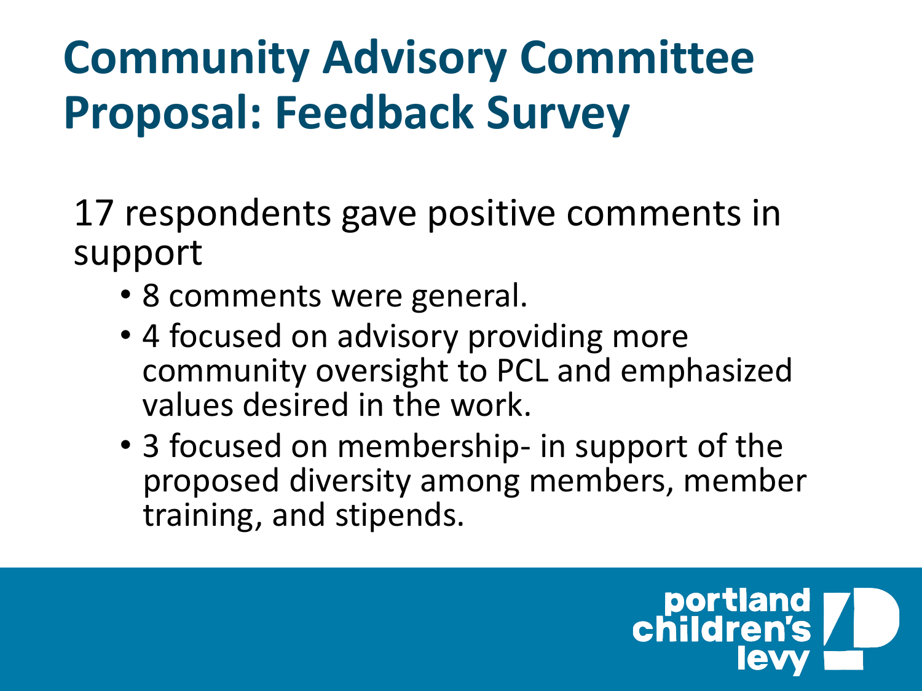# Community Advisory Committee Proposal: Feedback Survey

17 respondents gave positive comments in support

- 8 comments were general.
- 4 focused on advisory providing more community oversight to PCL and emphasized values desired in the work.
- 3 focused on membership- in support of the proposed diversity among members, member training, and stipends.

portland children's levy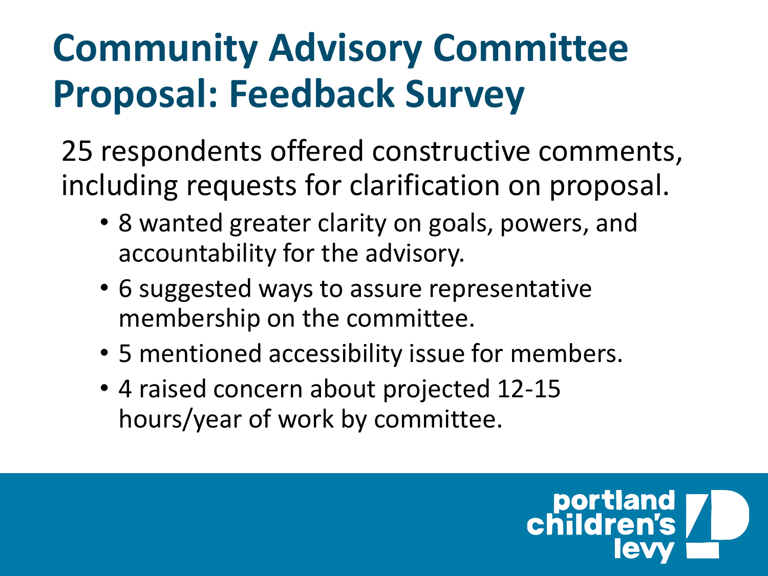# Community Advisory Committee Proposal: Feedback Survey

25 respondents offered constructive comments, including requests for clarification on proposal.

- 8 wanted greater clarity on goals, powers, and accountability for the advisory.
- 6 suggested ways to assure representative membership on the committee.
- 5 mentioned accessibility issue for members.
- 4 raised concern about projected 12-15 hours/year of work by committee.

portland children's levy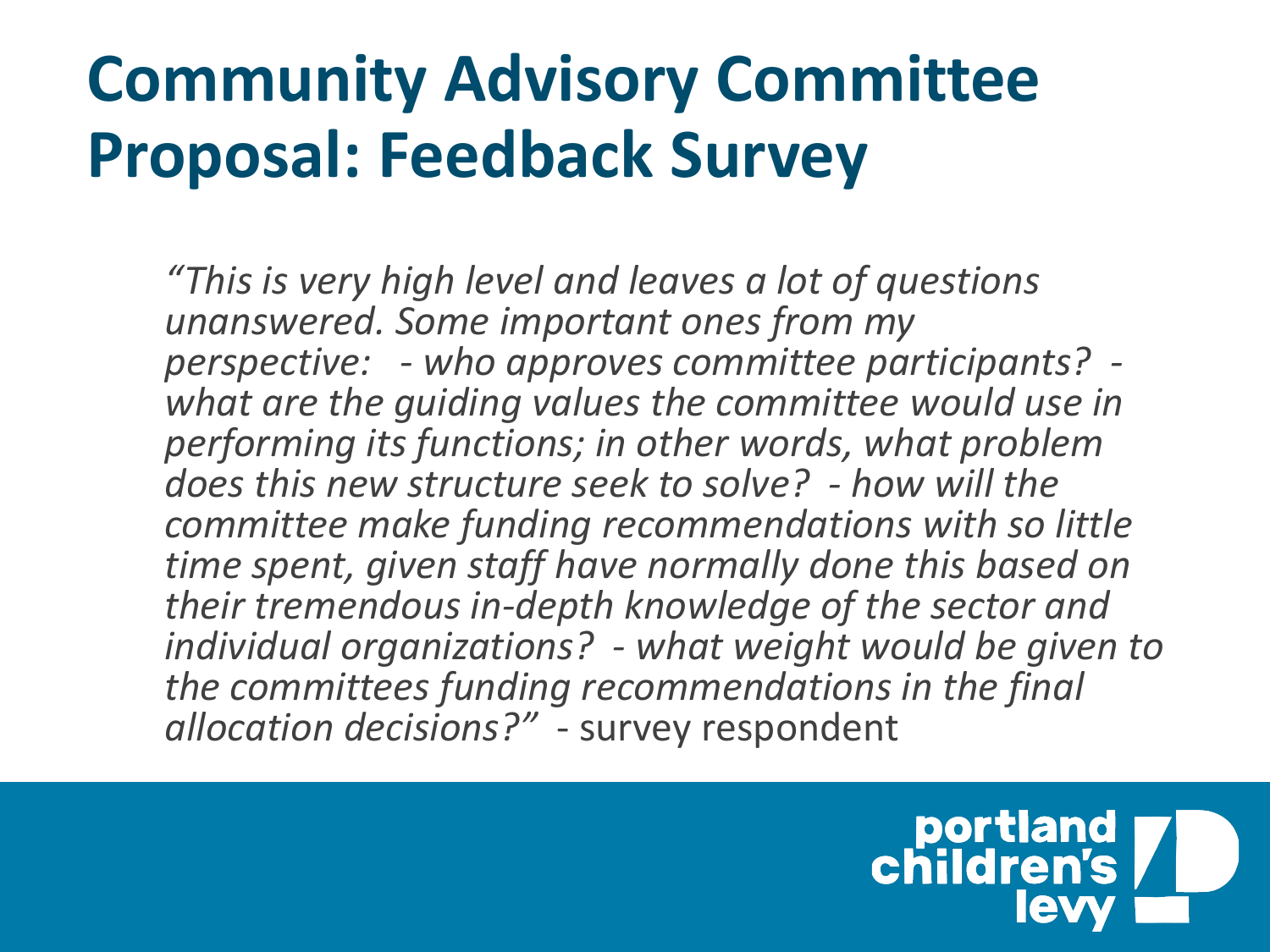# Community Advisory Committee Proposal: Feedback Survey

*"This is very high level and leaves a lot of questions unanswered. Some important ones from my perspective:   - who approves committee participants?  - what are the guiding values the committee would use in performing its functions; in other words, what problem does this new structure seek to solve?  - how will the committee make funding recommendations with so little time spent, given staff have normally done this based on their tremendous in-depth knowledge of the sector and individual organizations?  - what weight would be given to the committees funding recommendations in the final allocation decisions?"*  - survey respondent

portland children's levy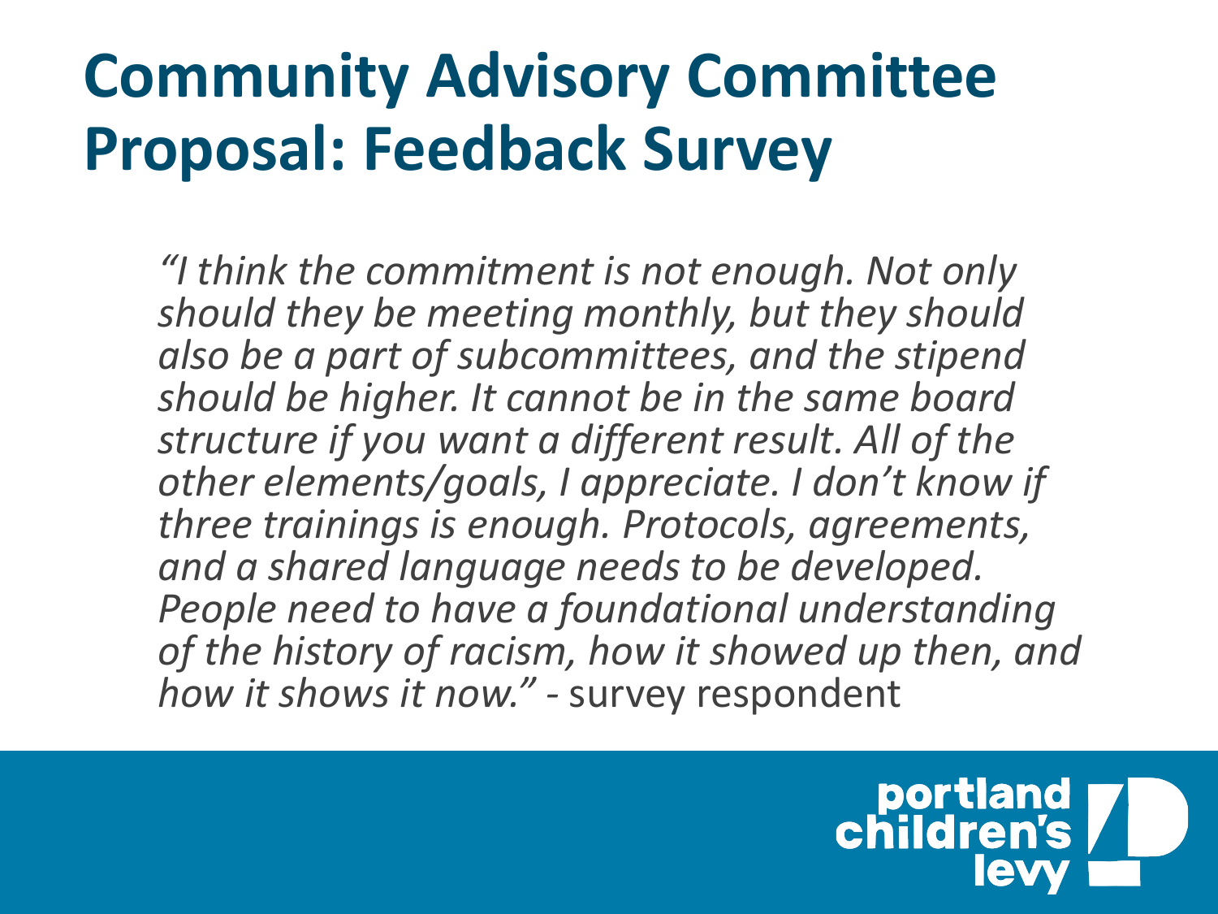# Community Advisory Committee Proposal: Feedback Survey

*"I think the commitment is not enough. Not only should they be meeting monthly, but they should also be a part of subcommittees, and the stipend should be higher. It cannot be in the same board structure if you want a different result. All of the other elements/goals, I appreciate. I don't know if three trainings is enough. Protocols, agreements, and a shared language needs to be developed. People need to have a foundational understanding of the history of racism, how it showed up then, and how it shows it now."* - survey respondent

portland children's levy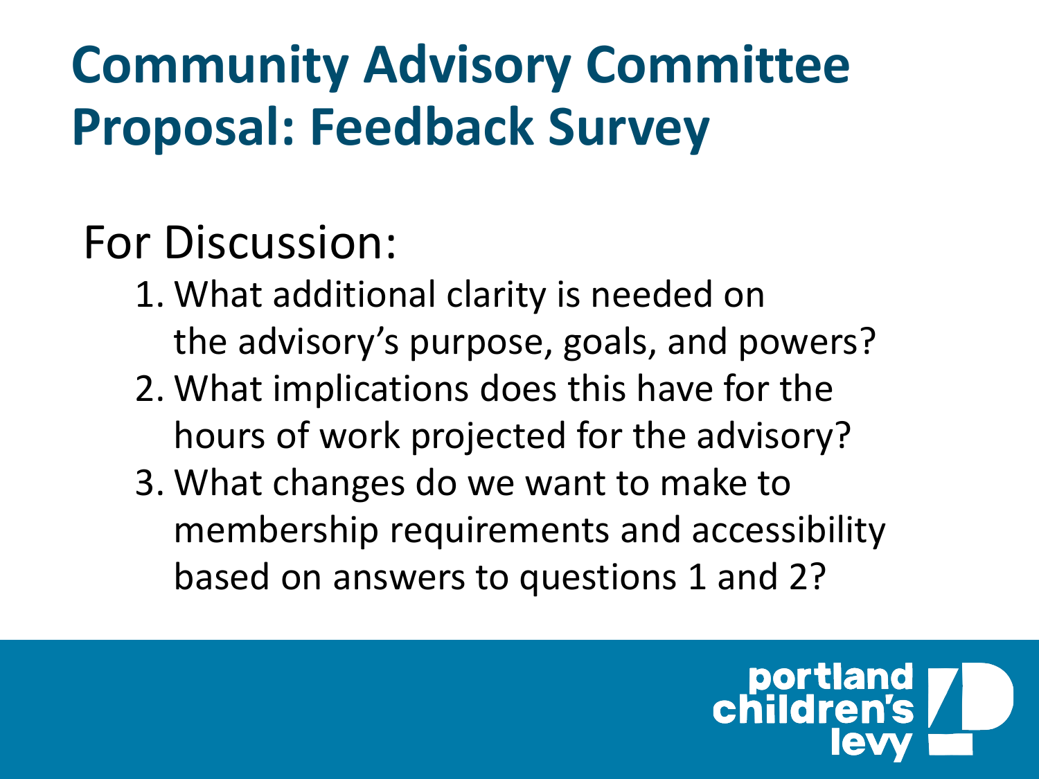# Community Advisory Committee Proposal: Feedback Survey

For Discussion:

1. What additional clarity is needed on the advisory's purpose, goals, and powers?
2. What implications does this have for the hours of work projected for the advisory?
3. What changes do we want to make to membership requirements and accessibility based on answers to questions 1 and 2?

portland children's levy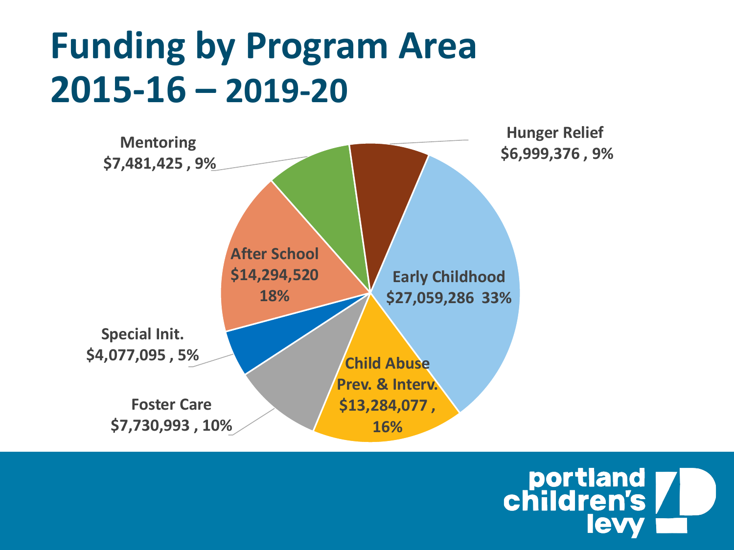# Funding by Program Area 2015-16 – 2019-20

| Program Area | Funding | Percent |
|---|---|---|
| Early Childhood | $27,059,286 | 33% |
| After School | $14,294,520 | 18% |
| Child Abuse Prev. & Interv. | $13,284,077 | 16% |
| Foster Care | $7,730,993 | 10% |
| Mentoring | $7,481,425 | 9% |
| Hunger Relief | $6,999,376 | 9% |
| Special Init. | $4,077,095 | 5% |

portland children's levy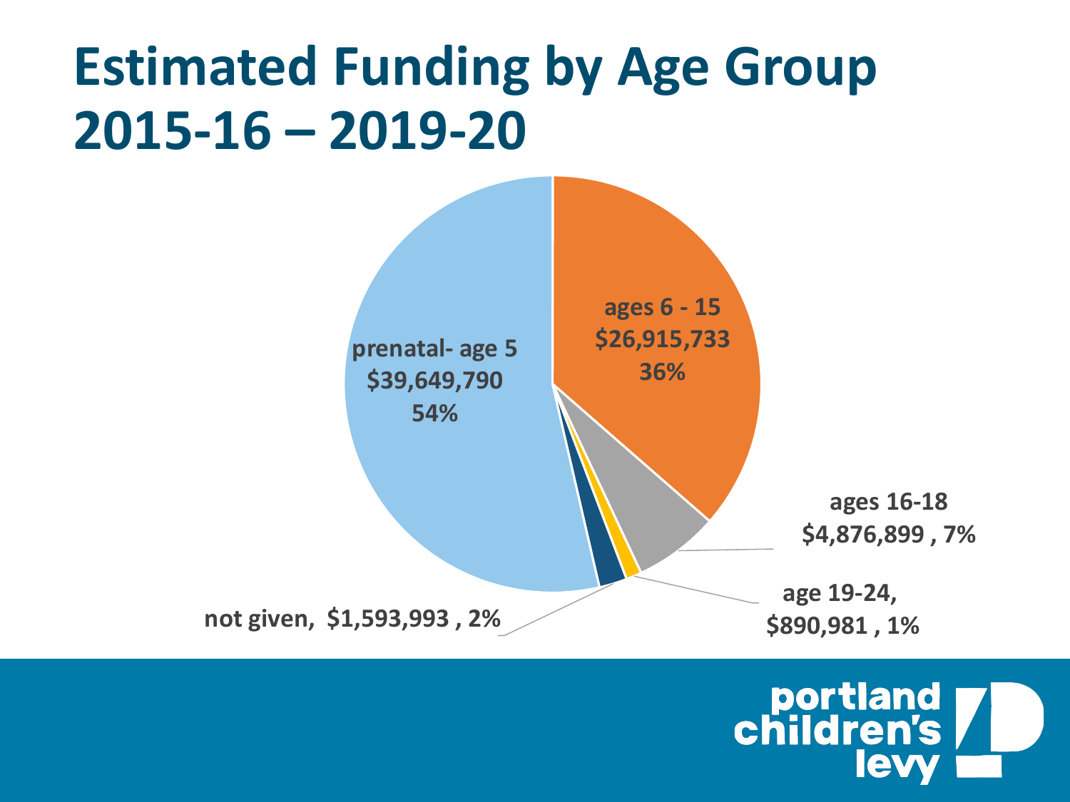# Estimated Funding by Age Group 2015-16 – 2019-20

prenatal- age 5
$39,649,790
54%

ages 6 - 15
$26,915,733
36%

ages 16-18
$4,876,899 , 7%

age 19-24,
$890,981 , 1%

not given, $1,593,993 , 2%

portland children's levy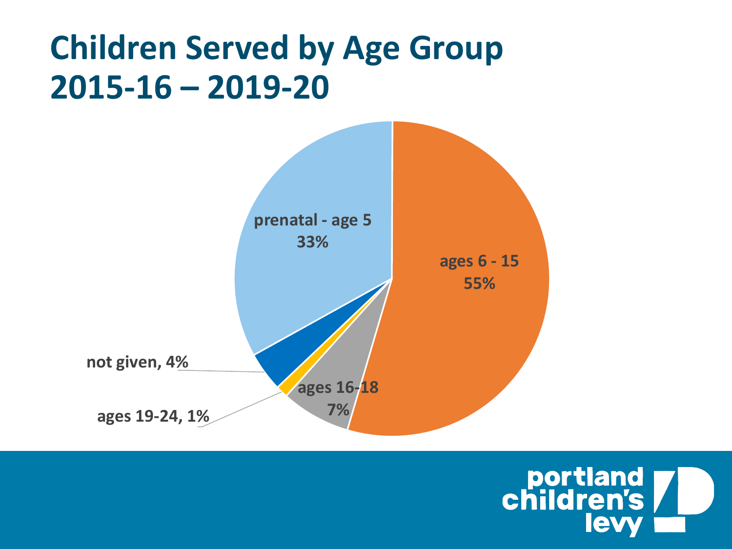# Children Served by Age Group 2015-16 – 2019-20

prenatal - age 5
33%

ages 6 - 15
55%

ages 16-18
7%

ages 19-24, 1%

not given, 4%

portland children's levy